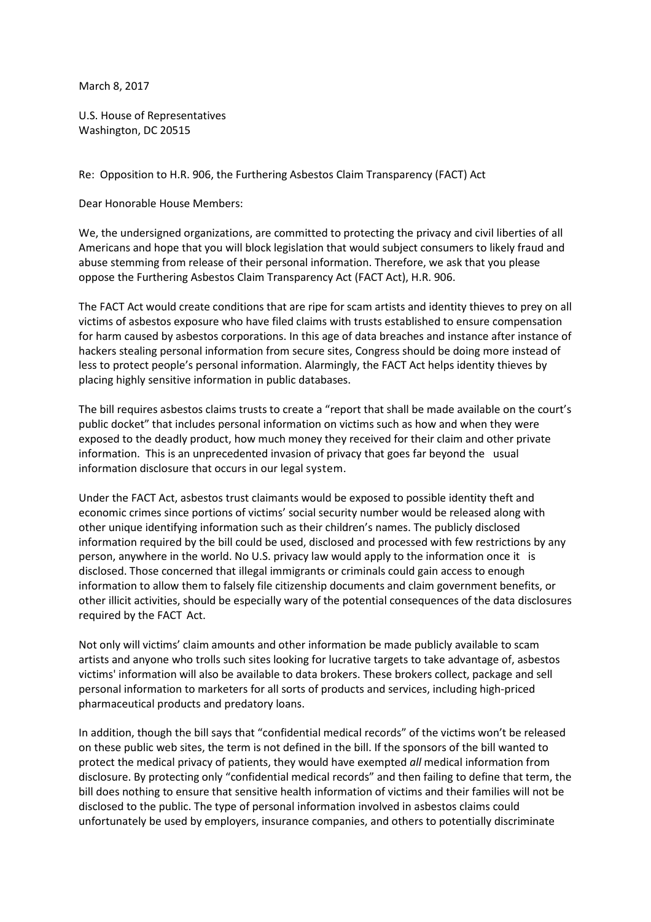March 8, 2017

U.S. House of Representatives
Washington, DC 20515

Re: Opposition to H.R. 906, the Furthering Asbestos Claim Transparency (FACT) Act

Dear Honorable House Members:

We, the undersigned organizations, are committed to protecting the privacy and civil liberties of all Americans and hope that you will block legislation that would subject consumers to likely fraud and abuse stemming from release of their personal information. Therefore, we ask that you please oppose the Furthering Asbestos Claim Transparency Act (FACT Act), H.R. 906.

The FACT Act would create conditions that are ripe for scam artists and identity thieves to prey on all victims of asbestos exposure who have filed claims with trusts established to ensure compensation for harm caused by asbestos corporations. In this age of data breaches and instance after instance of hackers stealing personal information from secure sites, Congress should be doing more instead of less to protect people's personal information. Alarmingly, the FACT Act helps identity thieves by placing highly sensitive information in public databases.

The bill requires asbestos claims trusts to create a "report that shall be made available on the court's public docket" that includes personal information on victims such as how and when they were exposed to the deadly product, how much money they received for their claim and other private information. This is an unprecedented invasion of privacy that goes far beyond the usual information disclosure that occurs in our legal system.

Under the FACT Act, asbestos trust claimants would be exposed to possible identity theft and economic crimes since portions of victims' social security number would be released along with other unique identifying information such as their children's names. The publicly disclosed information required by the bill could be used, disclosed and processed with few restrictions by any person, anywhere in the world. No U.S. privacy law would apply to the information once it is disclosed. Those concerned that illegal immigrants or criminals could gain access to enough information to allow them to falsely file citizenship documents and claim government benefits, or other illicit activities, should be especially wary of the potential consequences of the data disclosures required by the FACT Act.

Not only will victims' claim amounts and other information be made publicly available to scam artists and anyone who trolls such sites looking for lucrative targets to take advantage of, asbestos victims' information will also be available to data brokers. These brokers collect, package and sell personal information to marketers for all sorts of products and services, including high-priced pharmaceutical products and predatory loans.

In addition, though the bill says that "confidential medical records" of the victims won't be released on these public web sites, the term is not defined in the bill. If the sponsors of the bill wanted to protect the medical privacy of patients, they would have exempted *all* medical information from disclosure. By protecting only "confidential medical records" and then failing to define that term, the bill does nothing to ensure that sensitive health information of victims and their families will not be disclosed to the public. The type of personal information involved in asbestos claims could unfortunately be used by employers, insurance companies, and others to potentially discriminate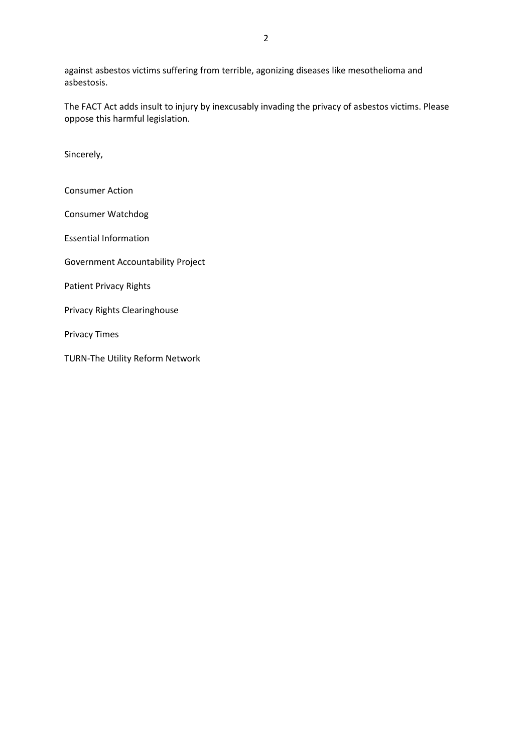against asbestos victims suffering from terrible, agonizing diseases like mesothelioma and asbestosis.

The FACT Act adds insult to injury by inexcusably invading the privacy of asbestos victims. Please oppose this harmful legislation.

Sincerely,

Consumer Action

Consumer Watchdog

Essential Information

Government Accountability Project

Patient Privacy Rights

Privacy Rights Clearinghouse

Privacy Times

TURN-The Utility Reform Network